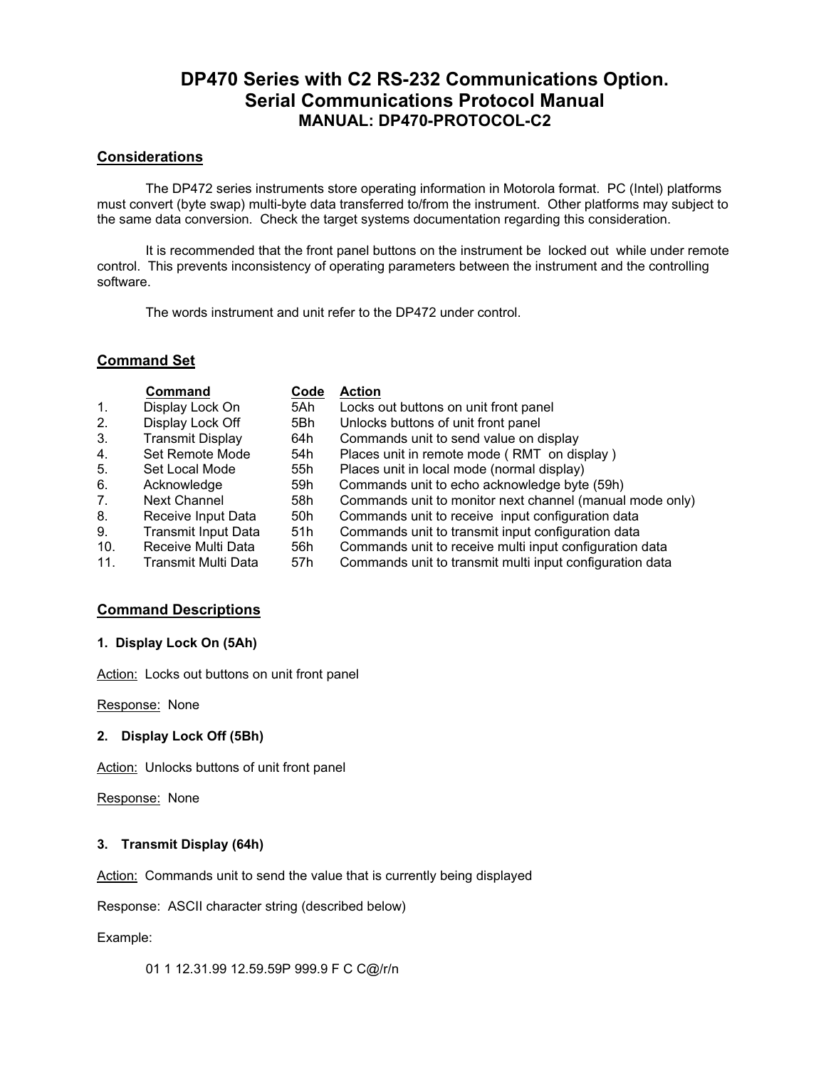# DP470 Series with C2 RS-232 Communications Option.
# Serial Communications Protocol Manual
## MANUAL: DP470-PROTOCOL-C2

### Considerations

The DP472 series instruments store operating information in Motorola format. PC (Intel) platforms must convert (byte swap) multi-byte data transferred to/from the instrument. Other platforms may subject to the same data conversion. Check the target systems documentation regarding this consideration.

It is recommended that the front panel buttons on the instrument be locked out while under remote control. This prevents inconsistency of operating parameters between the instrument and the controlling software.

The words instrument and unit refer to the DP472 under control.

### Command Set

| | Command | Code | Action |
|---|---|---|---|
| 1. | Display Lock On | 5Ah | Locks out buttons on unit front panel |
| 2. | Display Lock Off | 5Bh | Unlocks buttons of unit front panel |
| 3. | Transmit Display | 64h | Commands unit to send value on display |
| 4. | Set Remote Mode | 54h | Places unit in remote mode ( RMT on display ) |
| 5. | Set Local Mode | 55h | Places unit in local mode (normal display) |
| 6. | Acknowledge | 59h | Commands unit to echo acknowledge byte (59h) |
| 7. | Next Channel | 58h | Commands unit to monitor next channel (manual mode only) |
| 8. | Receive Input Data | 50h | Commands unit to receive input configuration data |
| 9. | Transmit Input Data | 51h | Commands unit to transmit input configuration data |
| 10. | Receive Multi Data | 56h | Commands unit to receive multi input configuration data |
| 11. | Transmit Multi Data | 57h | Commands unit to transmit multi input configuration data |

### Command Descriptions

**1. Display Lock On (5Ah)**

Action: Locks out buttons on unit front panel

Response: None

**2. Display Lock Off (5Bh)**

Action: Unlocks buttons of unit front panel

Response: None

**3. Transmit Display (64h)**

Action: Commands unit to send the value that is currently being displayed

Response: ASCII character string (described below)

Example:

01 1 12.31.99 12.59.59P 999.9 F C C@/r/n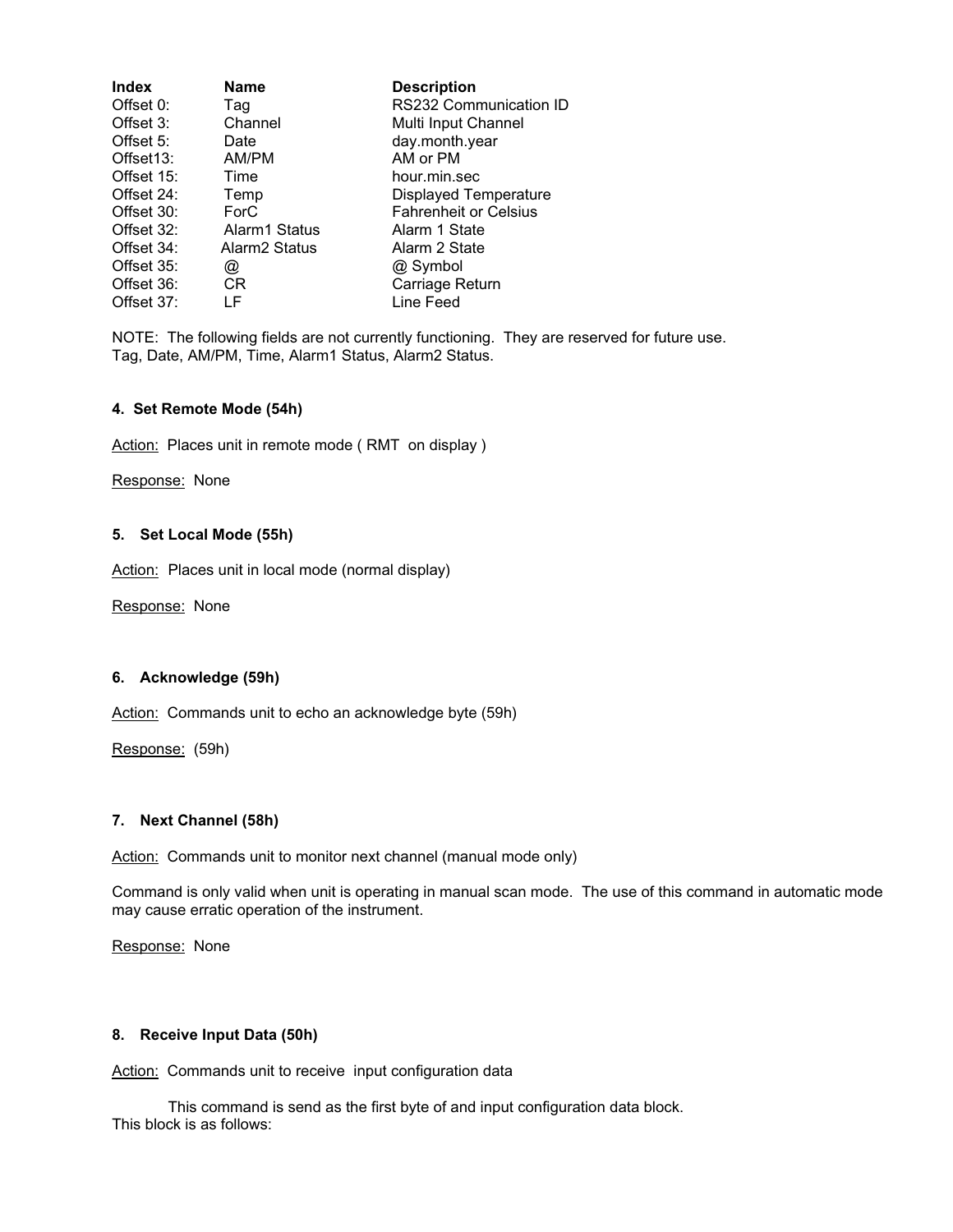| Index | Name | Description |
| --- | --- | --- |
| Offset 0: | Tag | RS232 Communication ID |
| Offset 3: | Channel | Multi Input Channel |
| Offset 5: | Date | day.month.year |
| Offset13: | AM/PM | AM or PM |
| Offset 15: | Time | hour.min.sec |
| Offset 24: | Temp | Displayed Temperature |
| Offset 30: | ForC | Fahrenheit or Celsius |
| Offset 32: | Alarm1 Status | Alarm 1 State |
| Offset 34: | Alarm2 Status | Alarm 2 State |
| Offset 35: | @ | @ Symbol |
| Offset 36: | CR | Carriage Return |
| Offset 37: | LF | Line Feed |

NOTE: The following fields are not currently functioning. They are reserved for future use.
Tag, Date, AM/PM, Time, Alarm1 Status, Alarm2 Status.

#### 4. Set Remote Mode (54h)

Action: Places unit in remote mode ( RMT on display )

Response: None

#### 5. Set Local Mode (55h)

Action: Places unit in local mode (normal display)

Response: None

#### 6. Acknowledge (59h)

Action: Commands unit to echo an acknowledge byte (59h)

Response: (59h)

#### 7. Next Channel (58h)

Action: Commands unit to monitor next channel (manual mode only)

Command is only valid when unit is operating in manual scan mode. The use of this command in automatic mode may cause erratic operation of the instrument.

Response: None

#### 8. Receive Input Data (50h)

Action: Commands unit to receive input configuration data

This command is send as the first byte of and input configuration data block.
This block is as follows: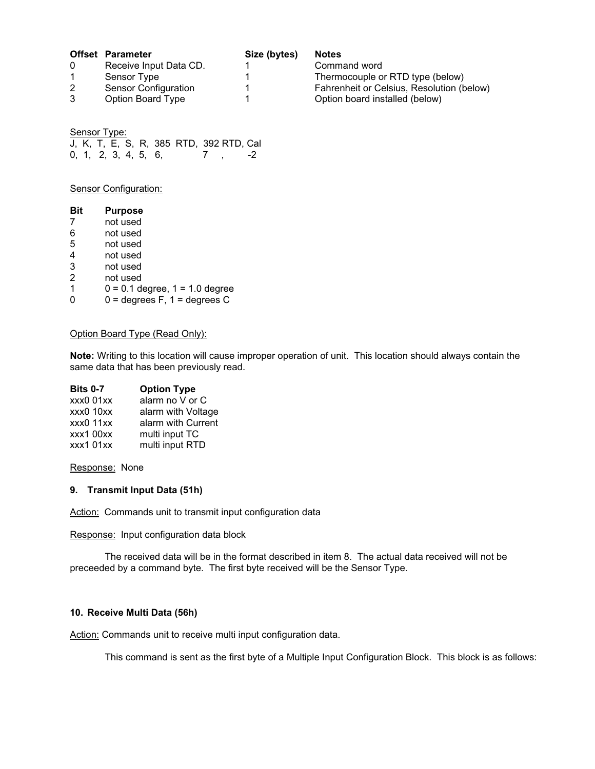| Offset | Parameter | Size (bytes) | Notes |
|---|---|---|---|
| 0 | Receive Input Data CD. | 1 | Command word |
| 1 | Sensor Type | 1 | Thermocouple or RTD type (below) |
| 2 | Sensor Configuration | 1 | Fahrenheit or Celsius, Resolution (below) |
| 3 | Option Board Type | 1 | Option board installed (below) |

Sensor Type:

| J, | K, | T, | E, | S, | R, | 385 RTD, | 392 RTD, | Cal |
|---|---|---|---|---|---|---|---|---|
| 0, | 1, | 2, | 3, | 4, | 5, | 6, | 7 , | -2 |

Sensor Configuration:

| Bit | Purpose |
|---|---|
| 7 | not used |
| 6 | not used |
| 5 | not used |
| 4 | not used |
| 3 | not used |
| 2 | not used |
| 1 | 0 = 0.1 degree, 1 = 1.0 degree |
| 0 | 0 = degrees F, 1 = degrees C |

Option Board Type (Read Only):

**Note:** Writing to this location will cause improper operation of unit. This location should always contain the same data that has been previously read.

| Bits 0-7 | Option Type |
|---|---|
| xxx0 01xx | alarm no V or C |
| xxx0 10xx | alarm with Voltage |
| xxx0 11xx | alarm with Current |
| xxx1 00xx | multi input TC |
| xxx1 01xx | multi input RTD |

Response: None

**9. Transmit Input Data (51h)**

Action: Commands unit to transmit input configuration data

Response: Input configuration data block

The received data will be in the format described in item 8. The actual data received will not be preceeded by a command byte. The first byte received will be the Sensor Type.

**10. Receive Multi Data (56h)**

Action: Commands unit to receive multi input configuration data.

This command is sent as the first byte of a Multiple Input Configuration Block. This block is as follows: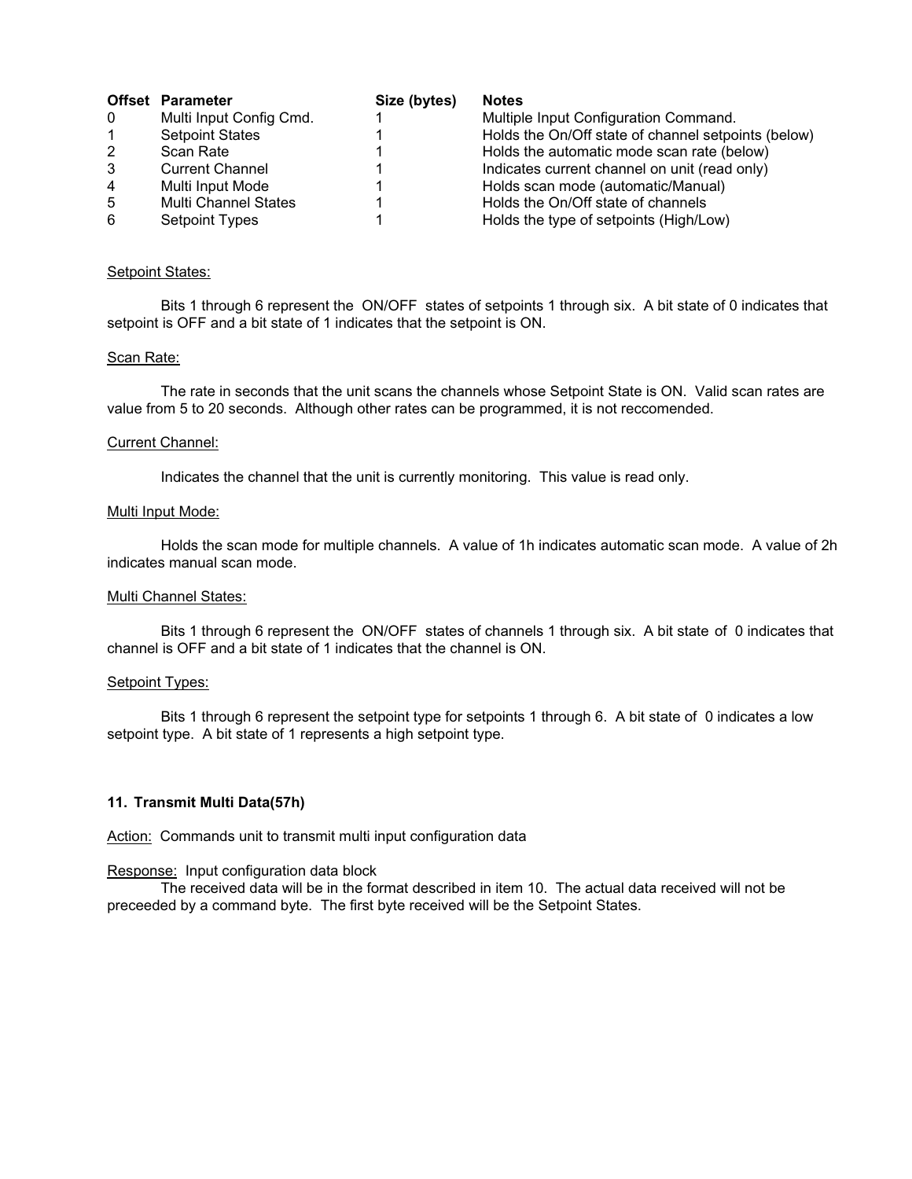| Offset | Parameter | Size (bytes) | Notes |
|---|---|---|---|
| 0 | Multi Input Config Cmd. | 1 | Multiple Input Configuration Command. |
| 1 | Setpoint States | 1 | Holds the On/Off state of channel setpoints (below) |
| 2 | Scan Rate | 1 | Holds the automatic mode scan rate (below) |
| 3 | Current Channel | 1 | Indicates current channel on unit (read only) |
| 4 | Multi Input Mode | 1 | Holds scan mode (automatic/Manual) |
| 5 | Multi Channel States | 1 | Holds the On/Off state of channels |
| 6 | Setpoint Types | 1 | Holds the type of setpoints (High/Low) |

Setpoint States:

Bits 1 through 6 represent the ON/OFF states of setpoints 1 through six. A bit state of 0 indicates that setpoint is OFF and a bit state of 1 indicates that the setpoint is ON.

Scan Rate:

The rate in seconds that the unit scans the channels whose Setpoint State is ON. Valid scan rates are value from 5 to 20 seconds. Although other rates can be programmed, it is not reccomended.

Current Channel:

Indicates the channel that the unit is currently monitoring. This value is read only.

Multi Input Mode:

Holds the scan mode for multiple channels. A value of 1h indicates automatic scan mode. A value of 2h indicates manual scan mode.

Multi Channel States:

Bits 1 through 6 represent the ON/OFF states of channels 1 through six. A bit state of 0 indicates that channel is OFF and a bit state of 1 indicates that the channel is ON.

Setpoint Types:

Bits 1 through 6 represent the setpoint type for setpoints 1 through 6. A bit state of 0 indicates a low setpoint type. A bit state of 1 represents a high setpoint type.

### 11. Transmit Multi Data(57h)

Action: Commands unit to transmit multi input configuration data

Response: Input configuration data block

The received data will be in the format described in item 10. The actual data received will not be preceeded by a command byte. The first byte received will be the Setpoint States.